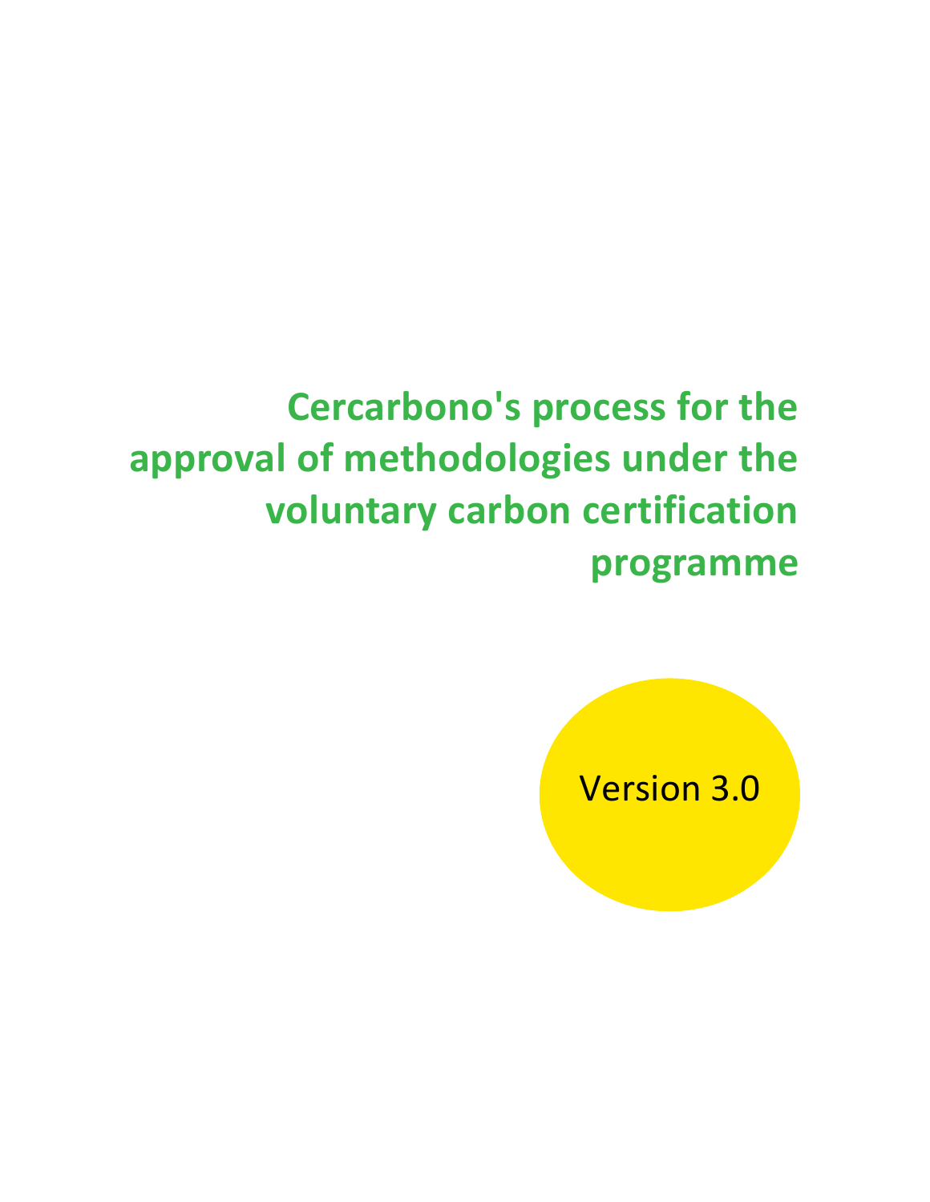# Cercarbono's process for the approval of methodologies under the voluntary carbon certification programme

Version 3.0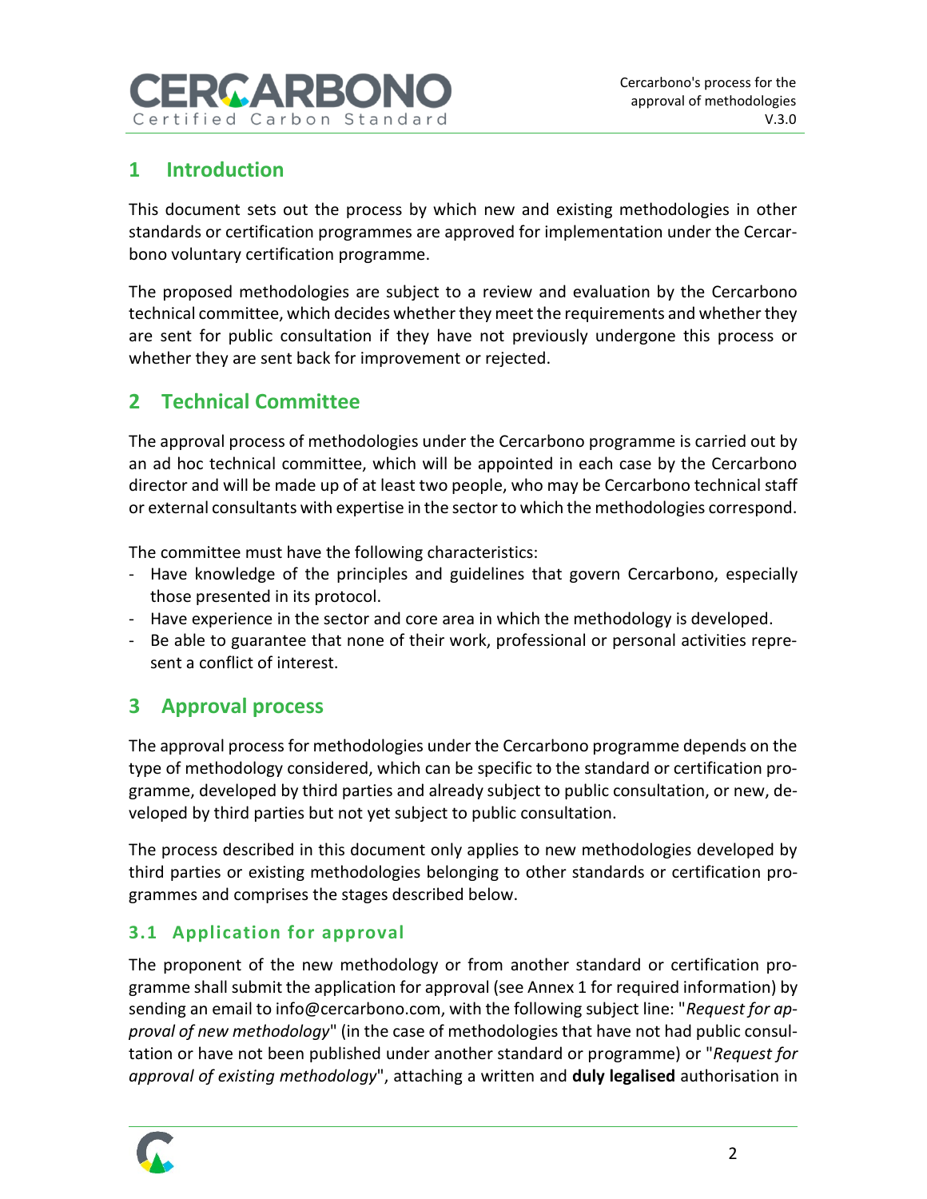## 1 Introduction

This document sets out the process by which new and existing methodologies in other standards or certification programmes are approved for implementation under the Cercarbono voluntary certification programme.

The proposed methodologies are subject to a review and evaluation by the Cercarbono technical committee, which decides whether they meet the requirements and whether they are sent for public consultation if they have not previously undergone this process or whether they are sent back for improvement or rejected.

## 2 Technical Committee

The approval process of methodologies under the Cercarbono programme is carried out by an ad hoc technical committee, which will be appointed in each case by the Cercarbono director and will be made up of at least two people, who may be Cercarbono technical staff or external consultants with expertise in the sector to which the methodologies correspond.

The committee must have the following characteristics:

- Have knowledge of the principles and guidelines that govern Cercarbono, especially those presented in its protocol.
- Have experience in the sector and core area in which the methodology is developed.
- Be able to guarantee that none of their work, professional or personal activities represent a conflict of interest.

## 3 Approval process

The approval process for methodologies under the Cercarbono programme depends on the type of methodology considered, which can be specific to the standard or certification programme, developed by third parties and already subject to public consultation, or new, developed by third parties but not yet subject to public consultation.

The process described in this document only applies to new methodologies developed by third parties or existing methodologies belonging to other standards or certification programmes and comprises the stages described below.

### 3.1 Application for approval

The proponent of the new methodology or from another standard or certification programme shall submit the application for approval (see Annex 1 for required information) by sending an email to info@cercarbono.com, with the following subject line: "*Request for approval of new methodology*" (in the case of methodologies that have not had public consultation or have not been published under another standard or programme) or "*Request for approval of existing methodology*", attaching a written and **duly legalised** authorisation in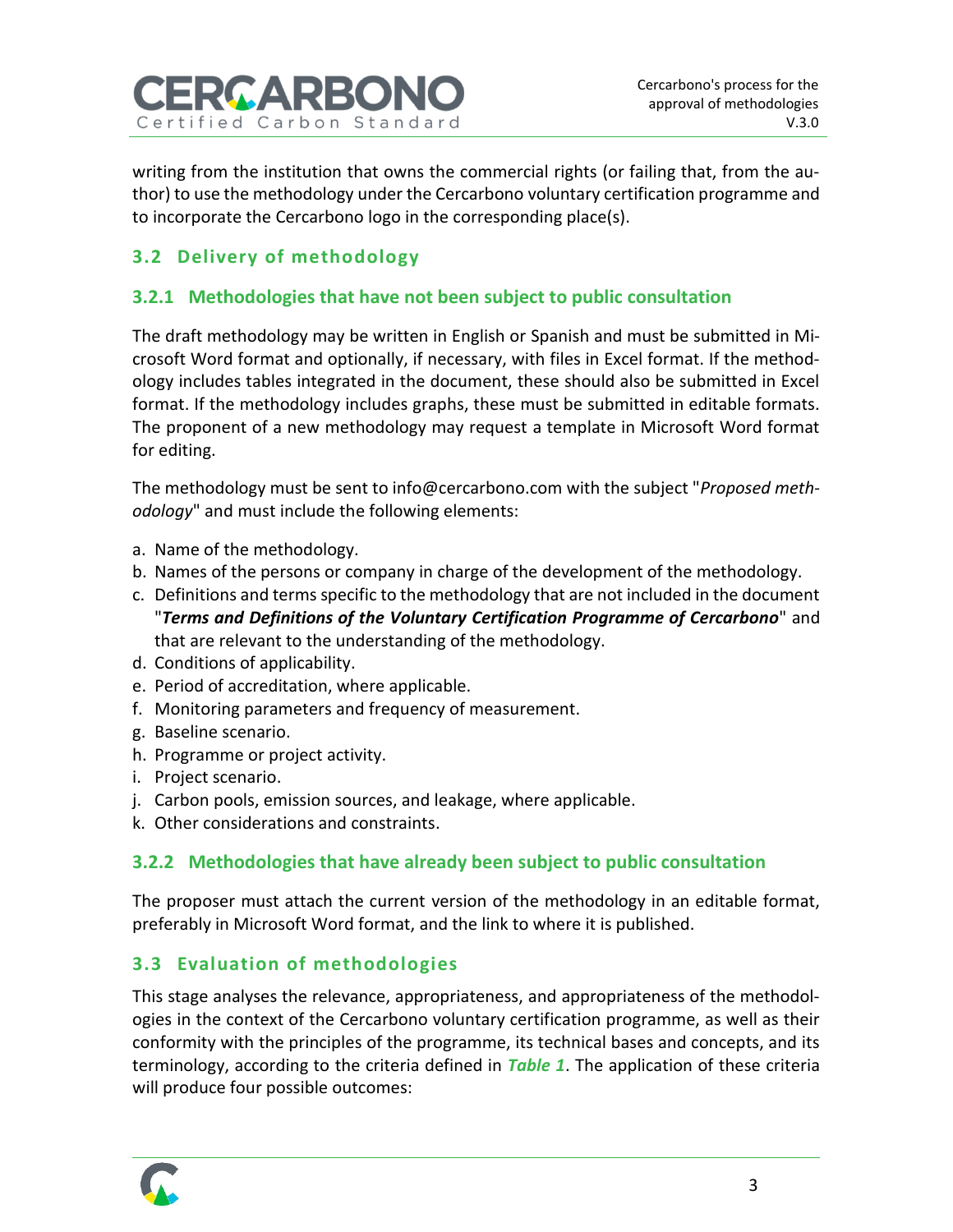writing from the institution that owns the commercial rights (or failing that, from the author) to use the methodology under the Cercarbono voluntary certification programme and to incorporate the Cercarbono logo in the corresponding place(s).

## 3.2 Delivery of methodology

### 3.2.1 Methodologies that have not been subject to public consultation

The draft methodology may be written in English or Spanish and must be submitted in Microsoft Word format and optionally, if necessary, with files in Excel format. If the methodology includes tables integrated in the document, these should also be submitted in Excel format. If the methodology includes graphs, these must be submitted in editable formats. The proponent of a new methodology may request a template in Microsoft Word format for editing.

The methodology must be sent to info@cercarbono.com with the subject "*Proposed methodology*" and must include the following elements:

a. Name of the methodology.
b. Names of the persons or company in charge of the development of the methodology.
c. Definitions and terms specific to the methodology that are not included in the document "***Terms and Definitions of the Voluntary Certification Programme of Cercarbono***" and that are relevant to the understanding of the methodology.
d. Conditions of applicability.
e. Period of accreditation, where applicable.
f. Monitoring parameters and frequency of measurement.
g. Baseline scenario.
h. Programme or project activity.
i. Project scenario.
j. Carbon pools, emission sources, and leakage, where applicable.
k. Other considerations and constraints.

### 3.2.2 Methodologies that have already been subject to public consultation

The proposer must attach the current version of the methodology in an editable format, preferably in Microsoft Word format, and the link to where it is published.

## 3.3 Evaluation of methodologies

This stage analyses the relevance, appropriateness, and appropriateness of the methodologies in the context of the Cercarbono voluntary certification programme, as well as their conformity with the principles of the programme, its technical bases and concepts, and its terminology, according to the criteria defined in ***Table 1***. The application of these criteria will produce four possible outcomes: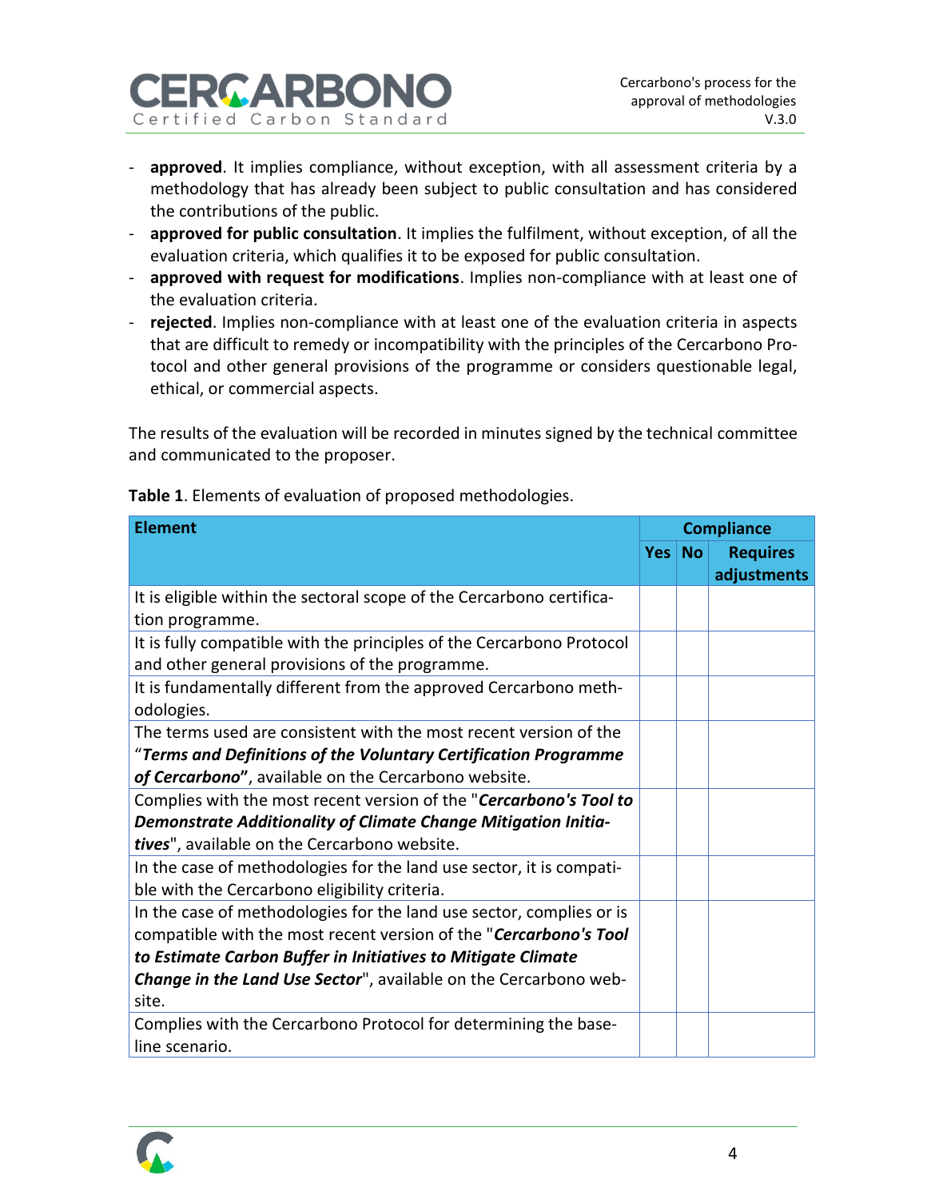- **approved**. It implies compliance, without exception, with all assessment criteria by a methodology that has already been subject to public consultation and has considered the contributions of the public.
- **approved for public consultation**. It implies the fulfilment, without exception, of all the evaluation criteria, which qualifies it to be exposed for public consultation.
- **approved with request for modifications**. Implies non-compliance with at least one of the evaluation criteria.
- **rejected**. Implies non-compliance with at least one of the evaluation criteria in aspects that are difficult to remedy or incompatibility with the principles of the Cercarbono Protocol and other general provisions of the programme or considers questionable legal, ethical, or commercial aspects.

The results of the evaluation will be recorded in minutes signed by the technical committee and communicated to the proposer.

**Table 1**. Elements of evaluation of proposed methodologies.

| Element | Compliance | | |
|---|---|---|---|
| | Yes | No | Requires adjustments |
| It is eligible within the sectoral scope of the Cercarbono certification programme. | | | |
| It is fully compatible with the principles of the Cercarbono Protocol and other general provisions of the programme. | | | |
| It is fundamentally different from the approved Cercarbono methodologies. | | | |
| The terms used are consistent with the most recent version of the "***Terms and Definitions of the Voluntary Certification Programme of Cercarbono***", available on the Cercarbono website. | | | |
| Complies with the most recent version of the "***Cercarbono's Tool to Demonstrate Additionality of Climate Change Mitigation Initiatives***", available on the Cercarbono website. | | | |
| In the case of methodologies for the land use sector, it is compatible with the Cercarbono eligibility criteria. | | | |
| In the case of methodologies for the land use sector, complies or is compatible with the most recent version of the "***Cercarbono's Tool to Estimate Carbon Buffer in Initiatives to Mitigate Climate Change in the Land Use Sector***", available on the Cercarbono website. | | | |
| Complies with the Cercarbono Protocol for determining the baseline scenario. | | | |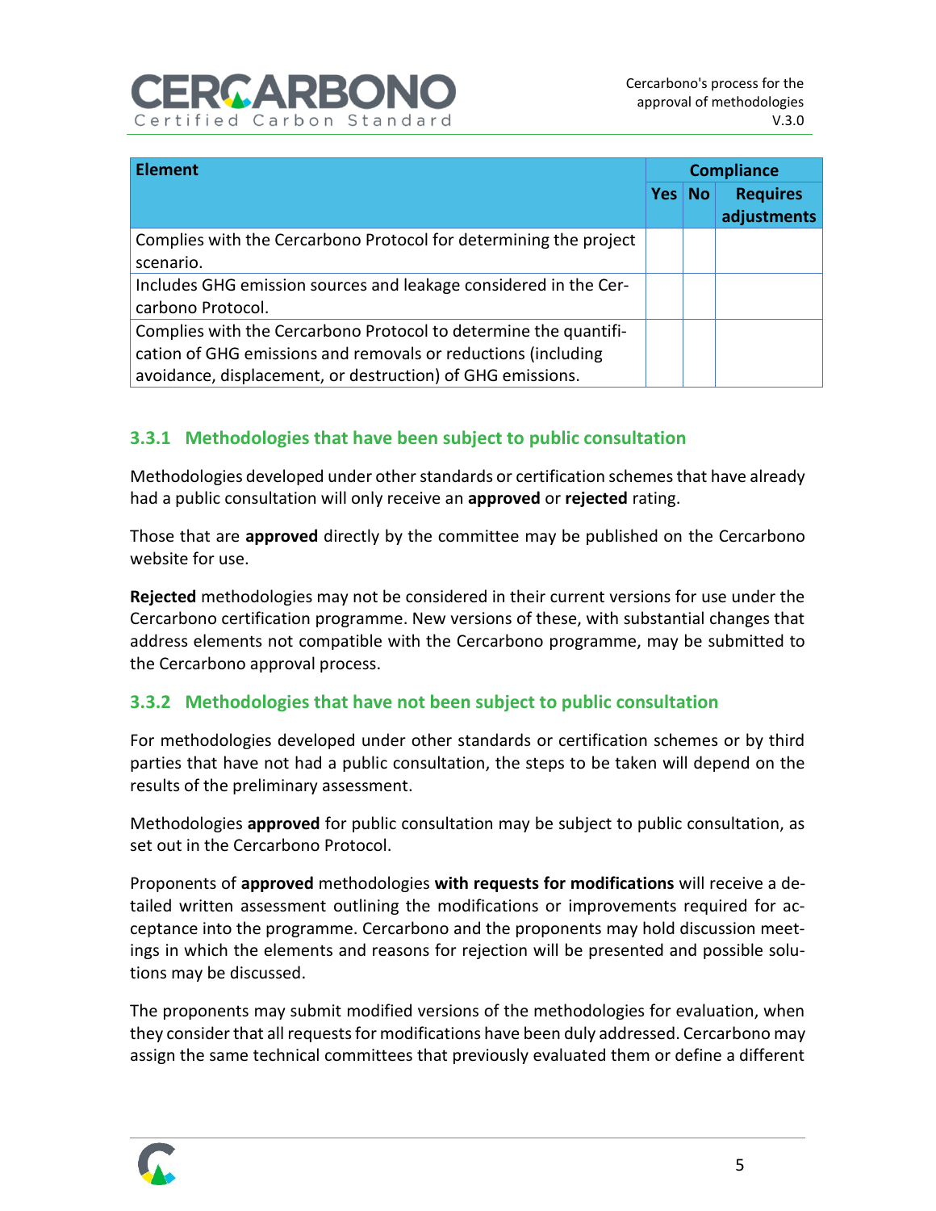| Element | Compliance | | |
|---|---|---|---|
| | Yes | No | Requires adjustments |
| Complies with the Cercarbono Protocol for determining the project scenario. | | | |
| Includes GHG emission sources and leakage considered in the Cercarbono Protocol. | | | |
| Complies with the Cercarbono Protocol to determine the quantification of GHG emissions and removals or reductions (including avoidance, displacement, or destruction) of GHG emissions. | | | |

### 3.3.1 Methodologies that have been subject to public consultation

Methodologies developed under other standards or certification schemes that have already had a public consultation will only receive an **approved** or **rejected** rating.

Those that are **approved** directly by the committee may be published on the Cercarbono website for use.

**Rejected** methodologies may not be considered in their current versions for use under the Cercarbono certification programme. New versions of these, with substantial changes that address elements not compatible with the Cercarbono programme, may be submitted to the Cercarbono approval process.

### 3.3.2 Methodologies that have not been subject to public consultation

For methodologies developed under other standards or certification schemes or by third parties that have not had a public consultation, the steps to be taken will depend on the results of the preliminary assessment.

Methodologies **approved** for public consultation may be subject to public consultation, as set out in the Cercarbono Protocol.

Proponents of **approved** methodologies **with requests for modifications** will receive a detailed written assessment outlining the modifications or improvements required for acceptance into the programme. Cercarbono and the proponents may hold discussion meetings in which the elements and reasons for rejection will be presented and possible solutions may be discussed.

The proponents may submit modified versions of the methodologies for evaluation, when they consider that all requests for modifications have been duly addressed. Cercarbono may assign the same technical committees that previously evaluated them or define a different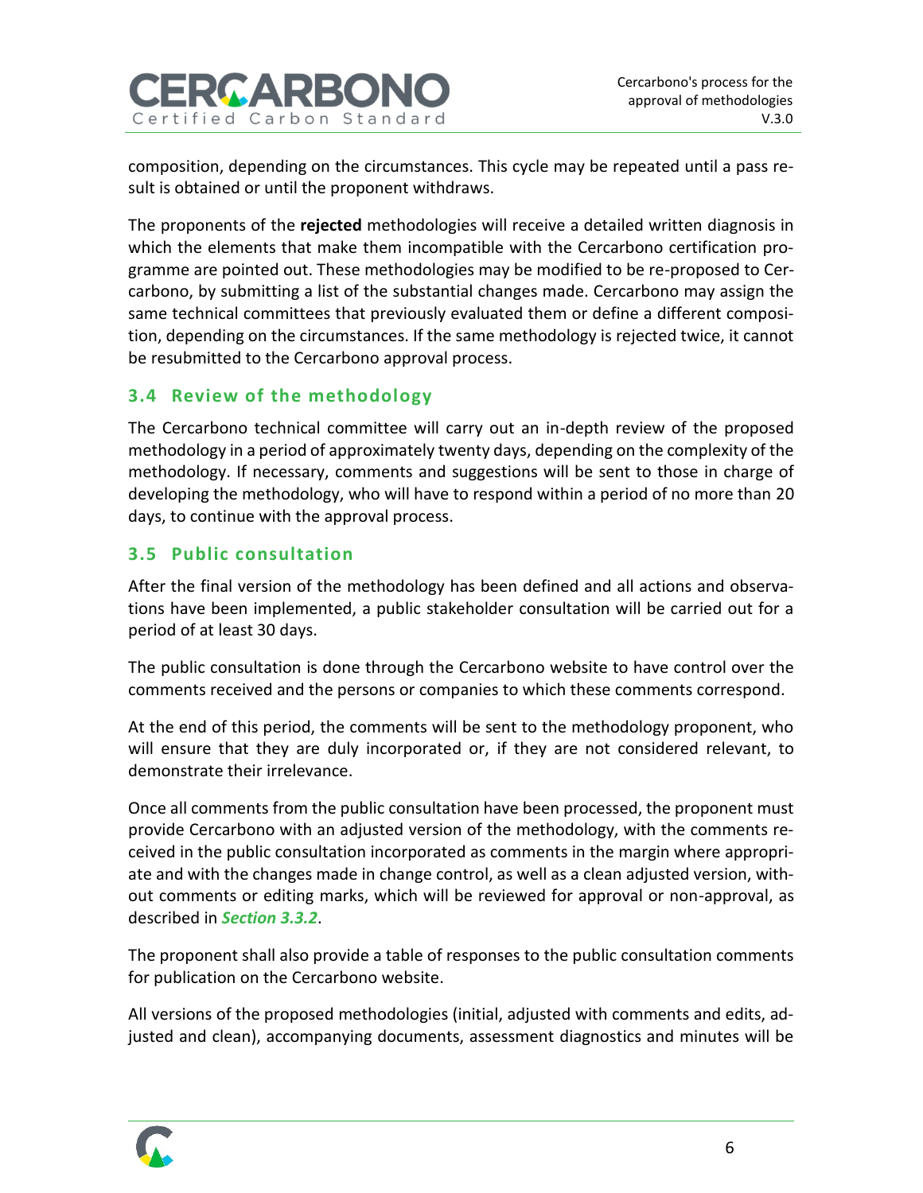composition, depending on the circumstances. This cycle may be repeated until a pass result is obtained or until the proponent withdraws.

The proponents of the **rejected** methodologies will receive a detailed written diagnosis in which the elements that make them incompatible with the Cercarbono certification programme are pointed out. These methodologies may be modified to be re-proposed to Cercarbono, by submitting a list of the substantial changes made. Cercarbono may assign the same technical committees that previously evaluated them or define a different composition, depending on the circumstances. If the same methodology is rejected twice, it cannot be resubmitted to the Cercarbono approval process.

## 3.4 Review of the methodology

The Cercarbono technical committee will carry out an in-depth review of the proposed methodology in a period of approximately twenty days, depending on the complexity of the methodology. If necessary, comments and suggestions will be sent to those in charge of developing the methodology, who will have to respond within a period of no more than 20 days, to continue with the approval process.

## 3.5 Public consultation

After the final version of the methodology has been defined and all actions and observations have been implemented, a public stakeholder consultation will be carried out for a period of at least 30 days.

The public consultation is done through the Cercarbono website to have control over the comments received and the persons or companies to which these comments correspond.

At the end of this period, the comments will be sent to the methodology proponent, who will ensure that they are duly incorporated or, if they are not considered relevant, to demonstrate their irrelevance.

Once all comments from the public consultation have been processed, the proponent must provide Cercarbono with an adjusted version of the methodology, with the comments received in the public consultation incorporated as comments in the margin where appropriate and with the changes made in change control, as well as a clean adjusted version, without comments or editing marks, which will be reviewed for approval or non-approval, as described in ***Section 3.3.2***.

The proponent shall also provide a table of responses to the public consultation comments for publication on the Cercarbono website.

All versions of the proposed methodologies (initial, adjusted with comments and edits, adjusted and clean), accompanying documents, assessment diagnostics and minutes will be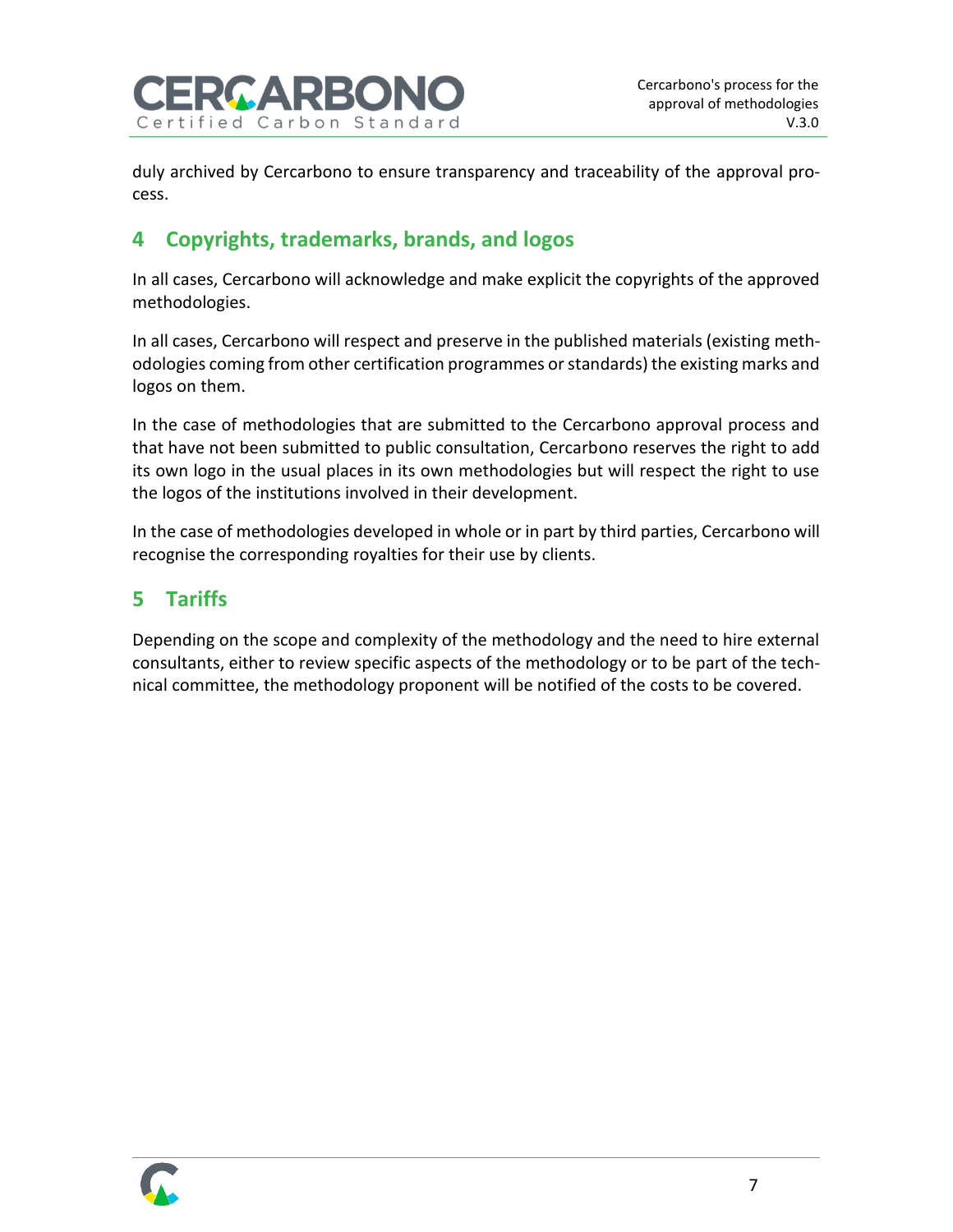duly archived by Cercarbono to ensure transparency and traceability of the approval process.

## 4 Copyrights, trademarks, brands, and logos

In all cases, Cercarbono will acknowledge and make explicit the copyrights of the approved methodologies.

In all cases, Cercarbono will respect and preserve in the published materials (existing methodologies coming from other certification programmes or standards) the existing marks and logos on them.

In the case of methodologies that are submitted to the Cercarbono approval process and that have not been submitted to public consultation, Cercarbono reserves the right to add its own logo in the usual places in its own methodologies but will respect the right to use the logos of the institutions involved in their development.

In the case of methodologies developed in whole or in part by third parties, Cercarbono will recognise the corresponding royalties for their use by clients.

## 5 Tariffs

Depending on the scope and complexity of the methodology and the need to hire external consultants, either to review specific aspects of the methodology or to be part of the technical committee, the methodology proponent will be notified of the costs to be covered.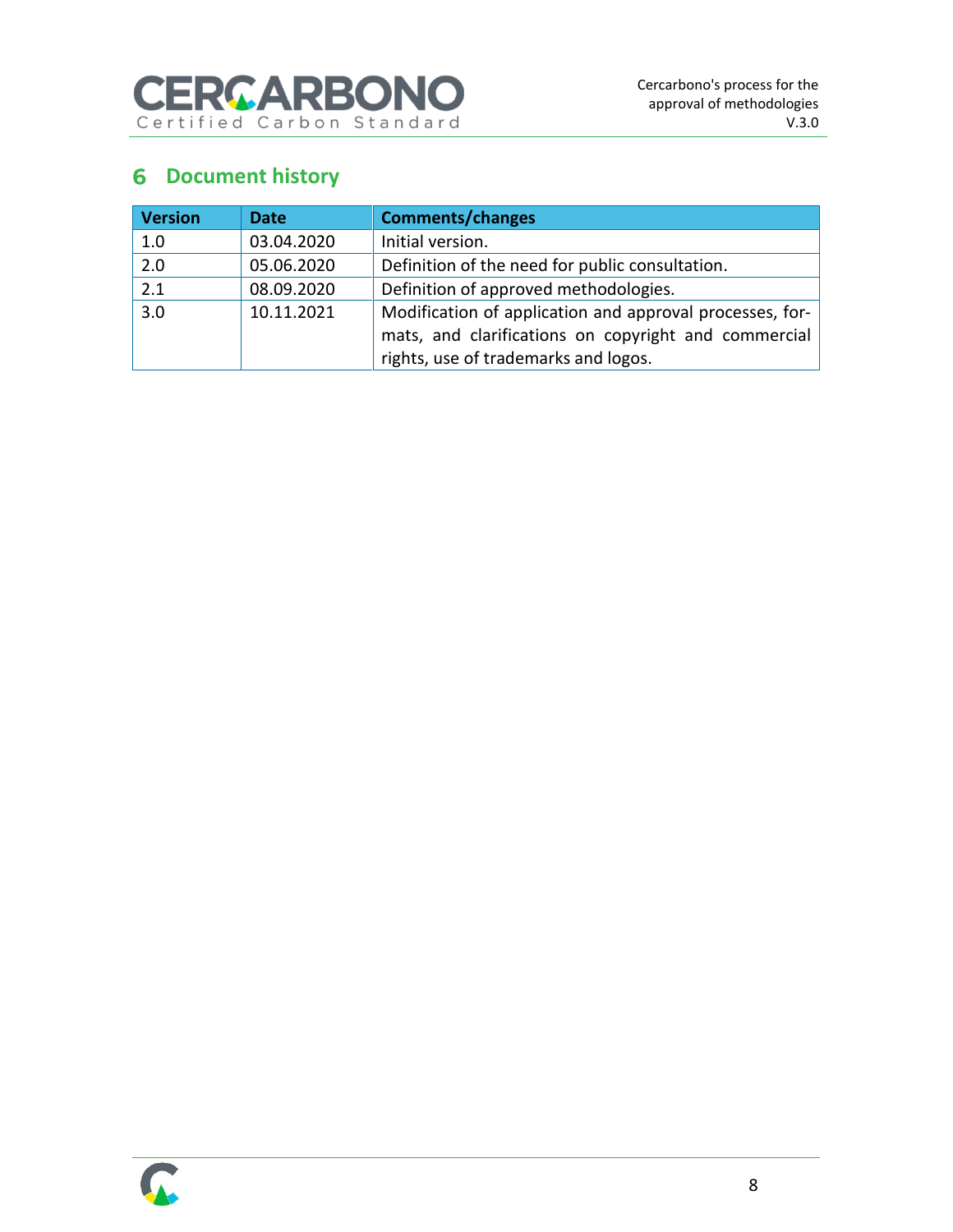# 6 Document history

| Version | Date | Comments/changes |
| --- | --- | --- |
| 1.0 | 03.04.2020 | Initial version. |
| 2.0 | 05.06.2020 | Definition of the need for public consultation. |
| 2.1 | 08.09.2020 | Definition of approved methodologies. |
| 3.0 | 10.11.2021 | Modification of application and approval processes, formats, and clarifications on copyright and commercial rights, use of trademarks and logos. |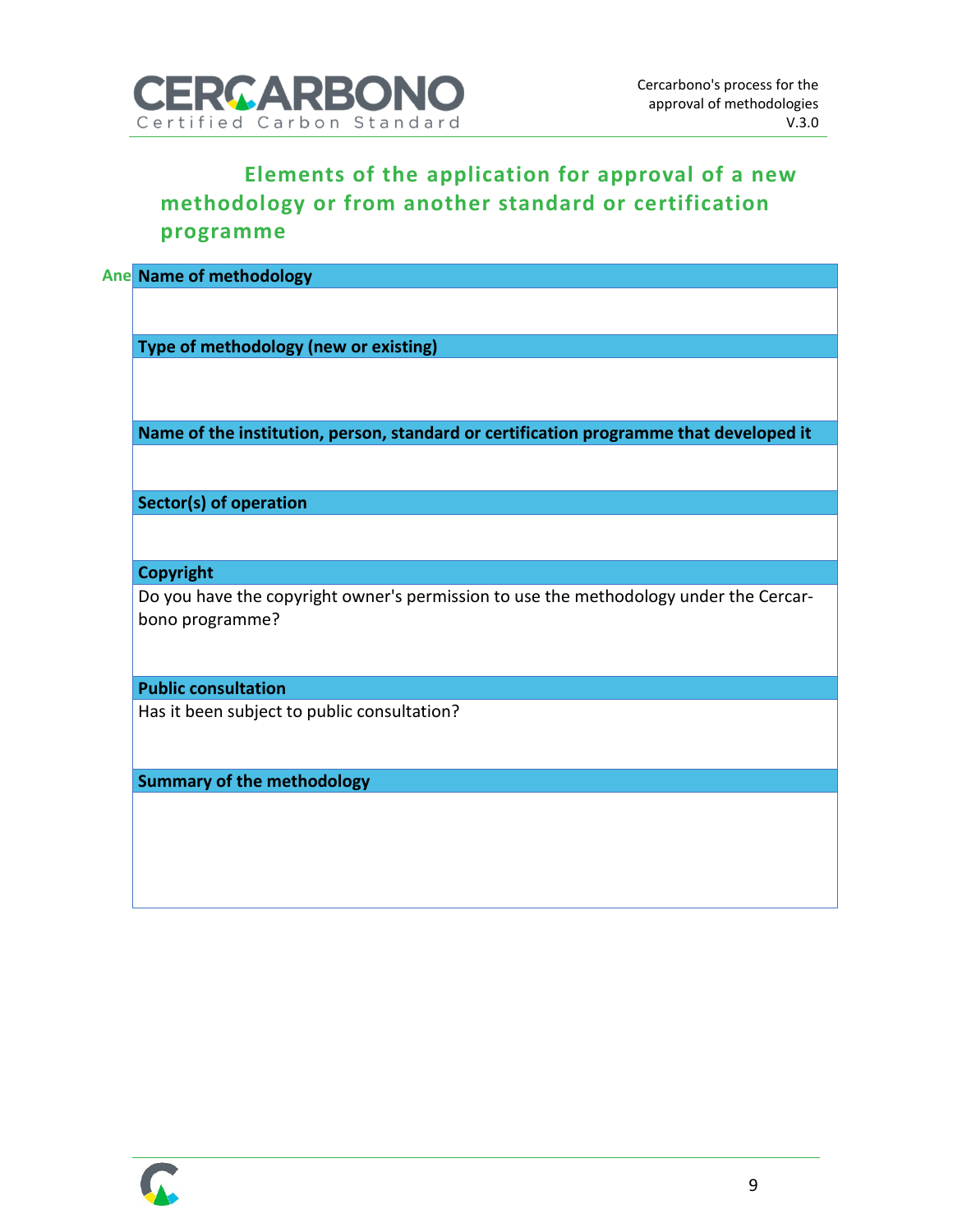## Elements of the application for approval of a new methodology or from another standard or certification programme

Ane

| **Name of methodology** |
|---|
| |
| **Type of methodology (new or existing)** |
| |
| **Name of the institution, person, standard or certification programme that developed it** |
| |
| **Sector(s) of operation** |
| |
| **Copyright** |
| Do you have the copyright owner's permission to use the methodology under the Cercarbono programme? |
| **Public consultation** |
| Has it been subject to public consultation? |
| **Summary of the methodology** |
| |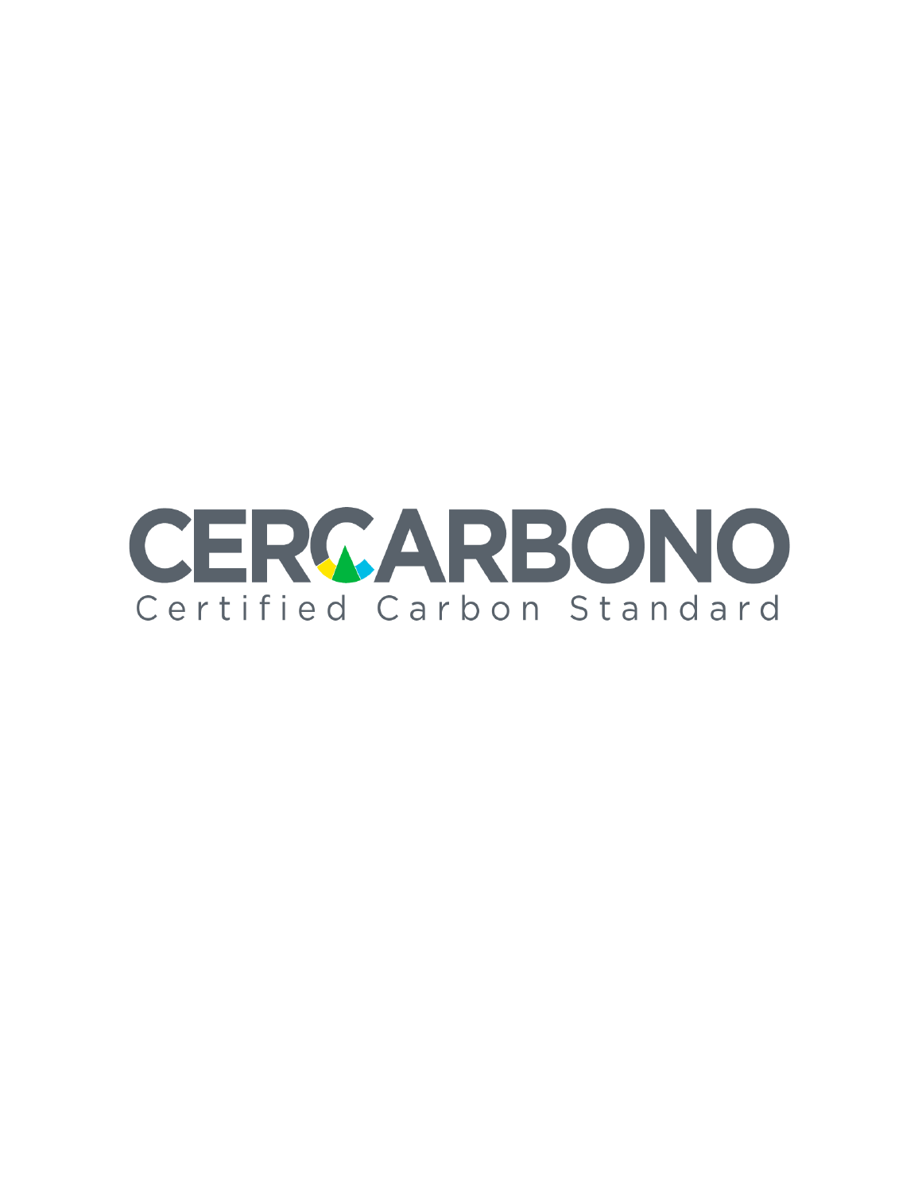CERCARBONO

Certified Carbon Standard